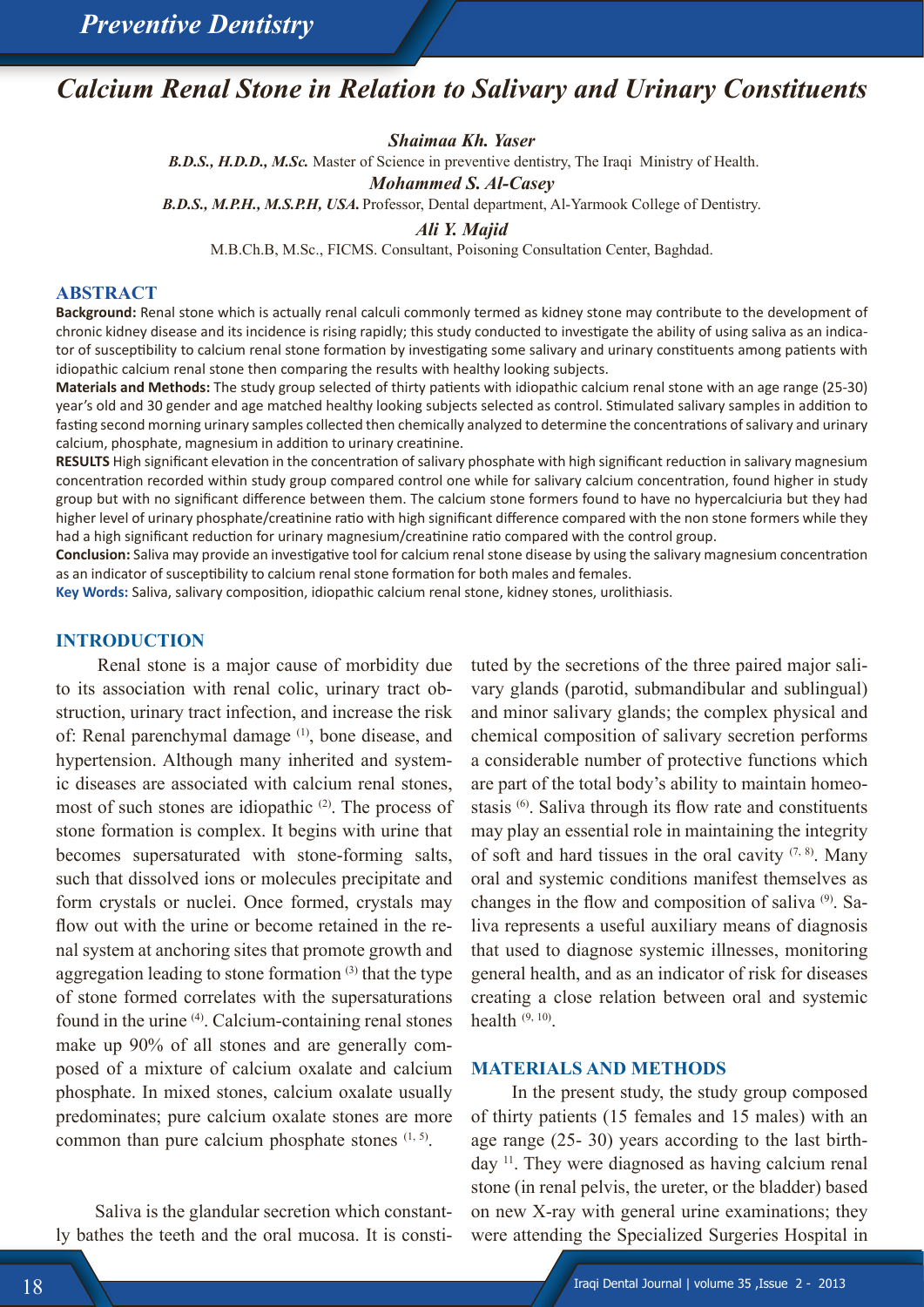# Calcium Renal Stone in Relation to Salivary and Urinary Constituents

***Shaimaa Kh. Yaser***

***B.D.S., H.D.D., M.Sc.*** Master of Science in preventive dentistry, The Iraqi Ministry of Health.

***Mohammed S. Al-Casey***

***B.D.S., M.P.H., M.S.P.H, USA.*** Professor, Dental department, Al-Yarmook College of Dentistry.

***Ali Y. Majid***

M.B.Ch.B, M.Sc., FICMS. Consultant, Poisoning Consultation Center, Baghdad.

## ABSTRACT

**Background:** Renal stone which is actually renal calculi commonly termed as kidney stone may contribute to the development of chronic kidney disease and its incidence is rising rapidly; this study conducted to investigate the ability of using saliva as an indicator of susceptibility to calcium renal stone formation by investigating some salivary and urinary constituents among patients with idiopathic calcium renal stone then comparing the results with healthy looking subjects.

**Materials and Methods:** The study group selected of thirty patients with idiopathic calcium renal stone with an age range (25-30) year's old and 30 gender and age matched healthy looking subjects selected as control. Stimulated salivary samples in addition to fasting second morning urinary samples collected then chemically analyzed to determine the concentrations of salivary and urinary calcium, phosphate, magnesium in addition to urinary creatinine.

**RESULTS** High significant elevation in the concentration of salivary phosphate with high significant reduction in salivary magnesium concentration recorded within study group compared control one while for salivary calcium concentration, found higher in study group but with no significant difference between them. The calcium stone formers found to have no hypercalciuria but they had higher level of urinary phosphate/creatinine ratio with high significant difference compared with the non stone formers while they had a high significant reduction for urinary magnesium/creatinine ratio compared with the control group.

**Conclusion:** Saliva may provide an investigative tool for calcium renal stone disease by using the salivary magnesium concentration as an indicator of susceptibility to calcium renal stone formation for both males and females.

**Key Words:** Saliva, salivary composition, idiopathic calcium renal stone, kidney stones, urolithiasis.

## INTRODUCTION

Renal stone is a major cause of morbidity due to its association with renal colic, urinary tract obstruction, urinary tract infection, and increase the risk of: Renal parenchymal damage [1], bone disease, and hypertension. Although many inherited and systemic diseases are associated with calcium renal stones, most of such stones are idiopathic [2]. The process of stone formation is complex. It begins with urine that becomes supersaturated with stone-forming salts, such that dissolved ions or molecules precipitate and form crystals or nuclei. Once formed, crystals may flow out with the urine or become retained in the renal system at anchoring sites that promote growth and aggregation leading to stone formation [3] that the type of stone formed correlates with the supersaturations found in the urine [4]. Calcium-containing renal stones make up 90% of all stones and are generally composed of a mixture of calcium oxalate and calcium phosphate. In mixed stones, calcium oxalate usually predominates; pure calcium oxalate stones are more common than pure calcium phosphate stones [1, 5].

Saliva is the glandular secretion which constantly bathes the teeth and the oral mucosa. It is constituted by the secretions of the three paired major salivary glands (parotid, submandibular and sublingual) and minor salivary glands; the complex physical and chemical composition of salivary secretion performs a considerable number of protective functions which are part of the total body's ability to maintain homeostasis [6]. Saliva through its flow rate and constituents may play an essential role in maintaining the integrity of soft and hard tissues in the oral cavity [7, 8]. Many oral and systemic conditions manifest themselves as changes in the flow and composition of saliva [9]. Saliva represents a useful auxiliary means of diagnosis that used to diagnose systemic illnesses, monitoring general health, and as an indicator of risk for diseases creating a close relation between oral and systemic health [9, 10].

## MATERIALS AND METHODS

In the present study, the study group composed of thirty patients (15 females and 15 males) with an age range (25- 30) years according to the last birthday [11]. They were diagnosed as having calcium renal stone (in renal pelvis, the ureter, or the bladder) based on new X-ray with general urine examinations; they were attending the Specialized Surgeries Hospital in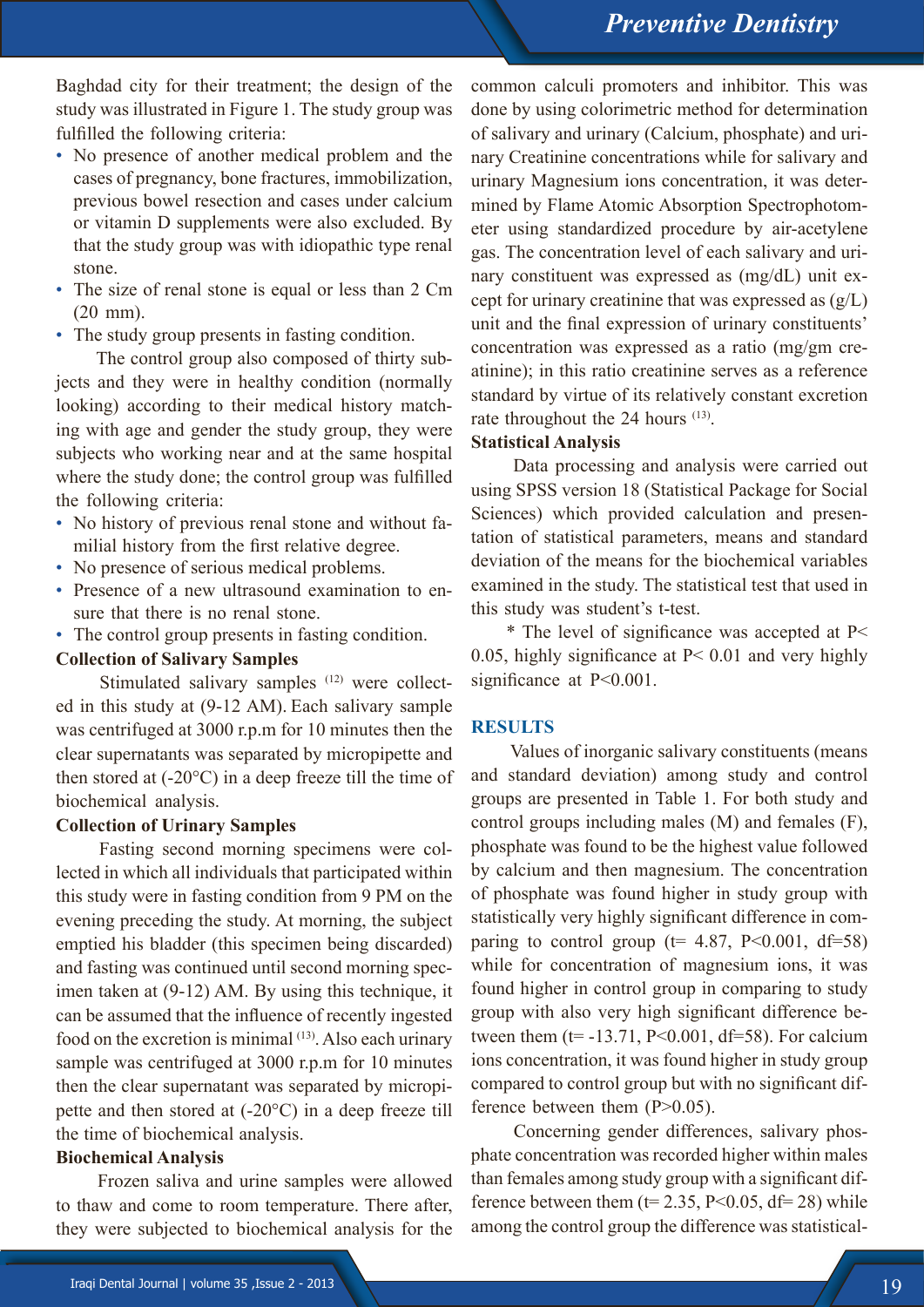Baghdad city for their treatment; the design of the study was illustrated in Figure 1. The study group was fulfilled the following criteria:

- No presence of another medical problem and the cases of pregnancy, bone fractures, immobilization, previous bowel resection and cases under calcium or vitamin D supplements were also excluded. By that the study group was with idiopathic type renal stone.
- The size of renal stone is equal or less than 2 Cm (20 mm).
- The study group presents in fasting condition.

The control group also composed of thirty subjects and they were in healthy condition (normally looking) according to their medical history matching with age and gender the study group, they were subjects who working near and at the same hospital where the study done; the control group was fulfilled the following criteria:

- No history of previous renal stone and without familial history from the first relative degree.
- No presence of serious medical problems.
- Presence of a new ultrasound examination to ensure that there is no renal stone.
- The control group presents in fasting condition.

**Collection of Salivary Samples**

Stimulated salivary samples [12] were collected in this study at (9-12 AM). Each salivary sample was centrifuged at 3000 r.p.m for 10 minutes then the clear supernatants was separated by micropipette and then stored at (-20°C) in a deep freeze till the time of biochemical analysis.

**Collection of Urinary Samples**

Fasting second morning specimens were collected in which all individuals that participated within this study were in fasting condition from 9 PM on the evening preceding the study. At morning, the subject emptied his bladder (this specimen being discarded) and fasting was continued until second morning specimen taken at (9-12) AM. By using this technique, it can be assumed that the influence of recently ingested food on the excretion is minimal [13]. Also each urinary sample was centrifuged at 3000 r.p.m for 10 minutes then the clear supernatant was separated by micropipette and then stored at (-20°C) in a deep freeze till the time of biochemical analysis.

**Biochemical Analysis**

Frozen saliva and urine samples were allowed to thaw and come to room temperature. There after, they were subjected to biochemical analysis for the common calculi promoters and inhibitor. This was done by using colorimetric method for determination of salivary and urinary (Calcium, phosphate) and urinary Creatinine concentrations while for salivary and urinary Magnesium ions concentration, it was determined by Flame Atomic Absorption Spectrophotometer using standardized procedure by air-acetylene gas. The concentration level of each salivary and urinary constituent was expressed as (mg/dL) unit except for urinary creatinine that was expressed as (g/L) unit and the final expression of urinary constituents' concentration was expressed as a ratio (mg/gm creatinine); in this ratio creatinine serves as a reference standard by virtue of its relatively constant excretion rate throughout the 24 hours [13].

**Statistical Analysis**

Data processing and analysis were carried out using SPSS version 18 (Statistical Package for Social Sciences) which provided calculation and presentation of statistical parameters, means and standard deviation of the means for the biochemical variables examined in the study. The statistical test that used in this study was student's t-test.

* The level of significance was accepted at $P< 0.05$, highly significance at $P< 0.01$ and very highly significance at $P<0.001$.

## RESULTS

Values of inorganic salivary constituents (means and standard deviation) among study and control groups are presented in Table 1. For both study and control groups including males (M) and females (F), phosphate was found to be the highest value followed by calcium and then magnesium. The concentration of phosphate was found higher in study group with statistically very highly significant difference in comparing to control group ($t= 4.87$, $P<0.001$, $df=58$) while for concentration of magnesium ions, it was found higher in control group in comparing to study group with also very high significant difference between them ($t= -13.71$, $P<0.001$, $df=58$). For calcium ions concentration, it was found higher in study group compared to control group but with no significant difference between them ($P>0.05$).

Concerning gender differences, salivary phosphate concentration was recorded higher within males than females among study group with a significant difference between them ($t= 2.35$, $P<0.05$, $df= 28$) while among the control group the difference was statistical-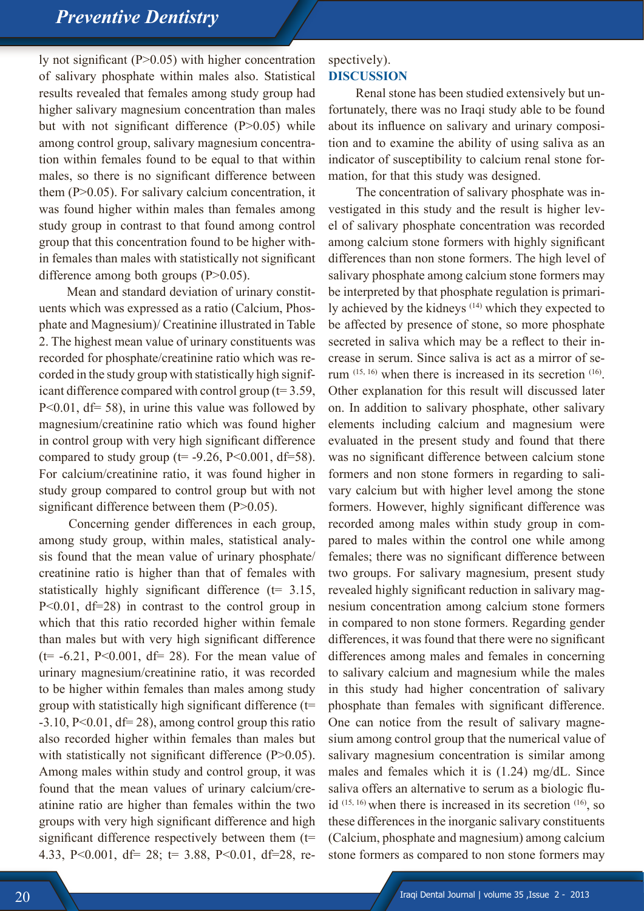ly not significant (P>0.05) with higher concentration of salivary phosphate within males also. Statistical results revealed that females among study group had higher salivary magnesium concentration than males but with not significant difference (P>0.05) while among control group, salivary magnesium concentration within females found to be equal to that within males, so there is no significant difference between them (P>0.05). For salivary calcium concentration, it was found higher within males than females among study group in contrast to that found among control group that this concentration found to be higher within females than males with statistically not significant difference among both groups (P>0.05).

Mean and standard deviation of urinary constituents which was expressed as a ratio (Calcium, Phosphate and Magnesium)/ Creatinine illustrated in Table 2. The highest mean value of urinary constituents was recorded for phosphate/creatinine ratio which was recorded in the study group with statistically high significant difference compared with control group (t= 3.59, P<0.01, df= 58), in urine this value was followed by magnesium/creatinine ratio which was found higher in control group with very high significant difference compared to study group (t= -9.26, P<0.001, df=58). For calcium/creatinine ratio, it was found higher in study group compared to control group but with not significant difference between them (P>0.05).

Concerning gender differences in each group, among study group, within males, statistical analysis found that the mean value of urinary phosphate/creatinine ratio is higher than that of females with statistically highly significant difference (t= 3.15, P<0.01, df=28) in contrast to the control group in which that this ratio recorded higher within female than males but with very high significant difference (t= -6.21, P<0.001, df= 28). For the mean value of urinary magnesium/creatinine ratio, it was recorded to be higher within females than males among study group with statistically high significant difference (t= -3.10, P<0.01, df= 28), among control group this ratio also recorded higher within females than males but with statistically not significant difference (P>0.05). Among males within study and control group, it was found that the mean values of urinary calcium/creatinine ratio are higher than females within the two groups with very high significant difference and high significant difference respectively between them (t= 4.33, P<0.001, df= 28; t= 3.88, P<0.01, df=28, respectively).

## DISCUSSION

Renal stone has been studied extensively but unfortunately, there was no Iraqi study able to be found about its influence on salivary and urinary composition and to examine the ability of using saliva as an indicator of susceptibility to calcium renal stone formation, for that this study was designed.

The concentration of salivary phosphate was investigated in this study and the result is higher level of salivary phosphate concentration was recorded among calcium stone formers with highly significant differences than non stone formers. The high level of salivary phosphate among calcium stone formers may be interpreted by that phosphate regulation is primarily achieved by the kidneys [14] which they expected to be affected by presence of stone, so more phosphate secreted in saliva which may be a reflect to their increase in serum. Since saliva is act as a mirror of serum [15, 16] when there is increased in its secretion [16]. Other explanation for this result will discussed later on. In addition to salivary phosphate, other salivary elements including calcium and magnesium were evaluated in the present study and found that there was no significant difference between calcium stone formers and non stone formers in regarding to salivary calcium but with higher level among the stone formers. However, highly significant difference was recorded among males within study group in compared to males within the control one while among females; there was no significant difference between two groups. For salivary magnesium, present study revealed highly significant reduction in salivary magnesium concentration among calcium stone formers in compared to non stone formers. Regarding gender differences, it was found that there were no significant differences among males and females in concerning to salivary calcium and magnesium while the males in this study had higher concentration of salivary phosphate than females with significant difference. One can notice from the result of salivary magnesium among control group that the numerical value of salivary magnesium concentration is similar among males and females which it is (1.24) mg/dL. Since saliva offers an alternative to serum as a biologic fluid [15, 16] when there is increased in its secretion [16], so these differences in the inorganic salivary constituents (Calcium, phosphate and magnesium) among calcium stone formers as compared to non stone formers may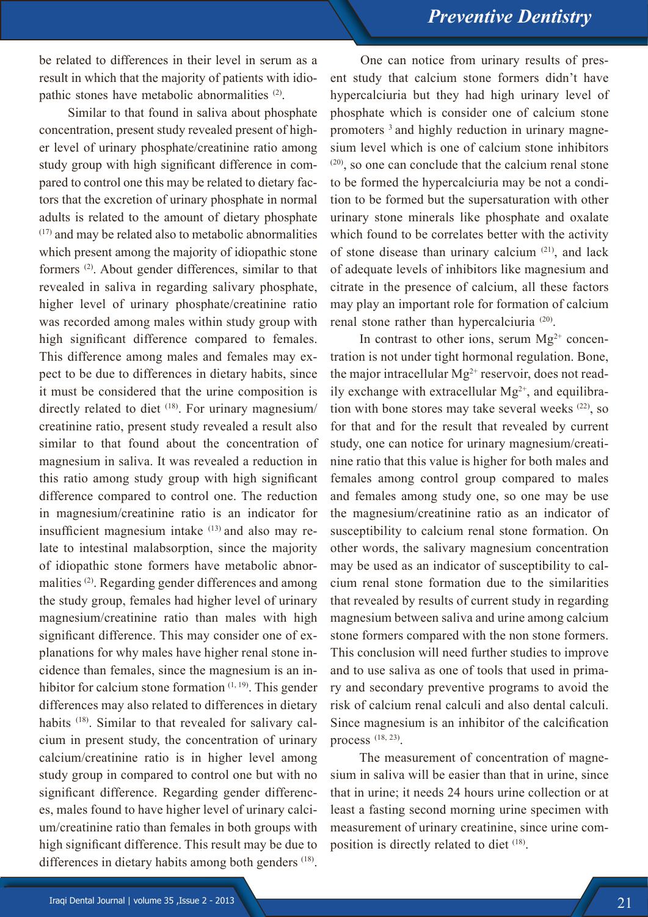be related to differences in their level in serum as a result in which that the majority of patients with idiopathic stones have metabolic abnormalities [2].

Similar to that found in saliva about phosphate concentration, present study revealed present of higher level of urinary phosphate/creatinine ratio among study group with high significant difference in compared to control one this may be related to dietary factors that the excretion of urinary phosphate in normal adults is related to the amount of dietary phosphate [17] and may be related also to metabolic abnormalities which present among the majority of idiopathic stone formers [2]. About gender differences, similar to that revealed in saliva in regarding salivary phosphate, higher level of urinary phosphate/creatinine ratio was recorded among males within study group with high significant difference compared to females. This difference among males and females may expect to be due to differences in dietary habits, since it must be considered that the urine composition is directly related to diet [18]. For urinary magnesium/creatinine ratio, present study revealed a result also similar to that found about the concentration of magnesium in saliva. It was revealed a reduction in this ratio among study group with high significant difference compared to control one. The reduction in magnesium/creatinine ratio is an indicator for insufficient magnesium intake [13] and also may relate to intestinal malabsorption, since the majority of idiopathic stone formers have metabolic abnormalities [2]. Regarding gender differences and among the study group, females had higher level of urinary magnesium/creatinine ratio than males with high significant difference. This may consider one of explanations for why males have higher renal stone incidence than females, since the magnesium is an inhibitor for calcium stone formation [1, 19]. This gender differences may also related to differences in dietary habits [18]. Similar to that revealed for salivary calcium in present study, the concentration of urinary calcium/creatinine ratio is in higher level among study group in compared to control one but with no significant difference. Regarding gender differences, males found to have higher level of urinary calcium/creatinine ratio than females in both groups with high significant difference. This result may be due to differences in dietary habits among both genders [18].

One can notice from urinary results of present study that calcium stone formers didn't have hypercalciuria but they had high urinary level of phosphate which is consider one of calcium stone promoters [3] and highly reduction in urinary magnesium level which is one of calcium stone inhibitors [20], so one can conclude that the calcium renal stone to be formed the hypercalciuria may be not a condition to be formed but the supersaturation with other urinary stone minerals like phosphate and oxalate which found to be correlates better with the activity of stone disease than urinary calcium [21], and lack of adequate levels of inhibitors like magnesium and citrate in the presence of calcium, all these factors may play an important role for formation of calcium renal stone rather than hypercalciuria [20].

In contrast to other ions, serum $Mg^{2+}$ concentration is not under tight hormonal regulation. Bone, the major intracellular $Mg^{2+}$ reservoir, does not readily exchange with extracellular $Mg^{2+}$, and equilibration with bone stores may take several weeks [22], so for that and for the result that revealed by current study, one can notice for urinary magnesium/creatinine ratio that this value is higher for both males and females among control group compared to males and females among study one, so one may be use the magnesium/creatinine ratio as an indicator of susceptibility to calcium renal stone formation. On other words, the salivary magnesium concentration may be used as an indicator of susceptibility to calcium renal stone formation due to the similarities that revealed by results of current study in regarding magnesium between saliva and urine among calcium stone formers compared with the non stone formers. This conclusion will need further studies to improve and to use saliva as one of tools that used in primary and secondary preventive programs to avoid the risk of calcium renal calculi and also dental calculi. Since magnesium is an inhibitor of the calcification process [18, 23].

The measurement of concentration of magnesium in saliva will be easier than that in urine, since that in urine; it needs 24 hours urine collection or at least a fasting second morning urine specimen with measurement of urinary creatinine, since urine composition is directly related to diet [18].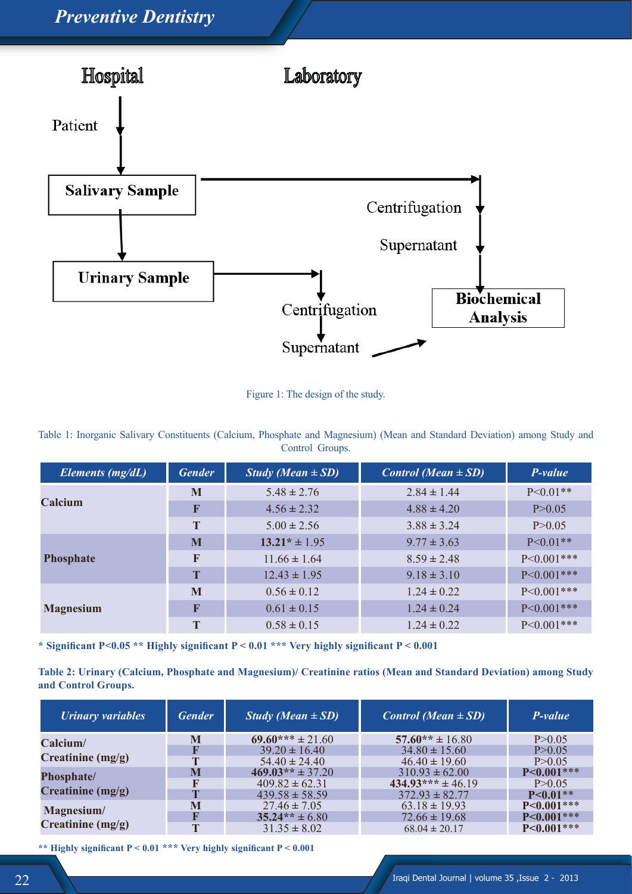Hospital

Laboratory

Patient

Salivary Sample

Centrifugation

Supernatant

Urinary Sample

Biochemical Analysis

Centrifugation

Supernatant

Figure 1: The design of the study.

Table 1: Inorganic Salivary Constituents (Calcium, Phosphate and Magnesium) (Mean and Standard Deviation) among Study and Control Groups.

| *Elements (mg/dL)* | *Gender* | *Study (Mean ± SD)* | *Control (Mean ± SD)* | *P-value* |
|---|---|---|---|---|
| **Calcium** | **M** | 5.48 ± 2.76 | 2.84 ± 1.44 | P<0.01** |
| | **F** | 4.56 ± 2.32 | 4.88 ± 4.20 | P>0.05 |
| | **T** | 5.00 ± 2.56 | 3.88 ± 3.24 | P>0.05 |
| **Phosphate** | **M** | **13.21*** ± 1.95 | 9.77 ± 3.63 | P<0.01** |
| | **F** | 11.66 ± 1.64 | 8.59 ± 2.48 | P<0.001*** |
| | **T** | 12.43 ± 1.95 | 9.18 ± 3.10 | P<0.001*** |
| **Magnesium** | **M** | 0.56 ± 0.12 | 1.24 ± 0.22 | P<0.001*** |
| | **F** | 0.61 ± 0.15 | 1.24 ± 0.24 | P<0.001*** |
| | **T** | 0.58 ± 0.15 | 1.24 ± 0.22 | P<0.001*** |

**\* Significant P<0.05 ** Highly significant P < 0.01 *** Very highly significant P < 0.001**

**Table 2: Urinary (Calcium, Phosphate and Magnesium)/ Creatinine ratios (Mean and Standard Deviation) among Study and Control Groups.**

| *Urinary variables* | *Gender* | *Study (Mean ± SD)* | *Control (Mean ± SD)* | *P-value* |
|---|---|---|---|---|
| **Calcium/ Creatinine (mg/g)** | **M** | **69.60***** ± 21.60 | **57.60**** ± 16.80 | P>0.05 |
| | **F** | 39.20 ± 16.40 | 34.80 ± 15.60 | P>0.05 |
| | **T** | 54.40 ± 24.40 | 46.40 ± 19.60 | P>0.05 |
| **Phosphate/ Creatinine (mg/g)** | **M** | **469.03**** ± 37.20 | 310.93 ± 62.00 | **P<0.001***** |
| | **F** | 409.82 ± 62.31 | **434.93***** ± 46.19 | P>0.05 |
| | **T** | 439.58 ± 58.59 | 372.93 ± 82.77 | **P<0.01**** |
| **Magnesium/ Creatinine (mg/g)** | **M** | 27.46 ± 7.05 | 63.18 ± 19.93 | **P<0.001***** |
| | **F** | **35.24**** ± 6.80 | 72.66 ± 19.68 | **P<0.001***** |
| | **T** | 31.35 ± 8.02 | 68.04 ± 20.17 | **P<0.001***** |

**** Highly significant P < 0.01 *** Very highly significant P < 0.001**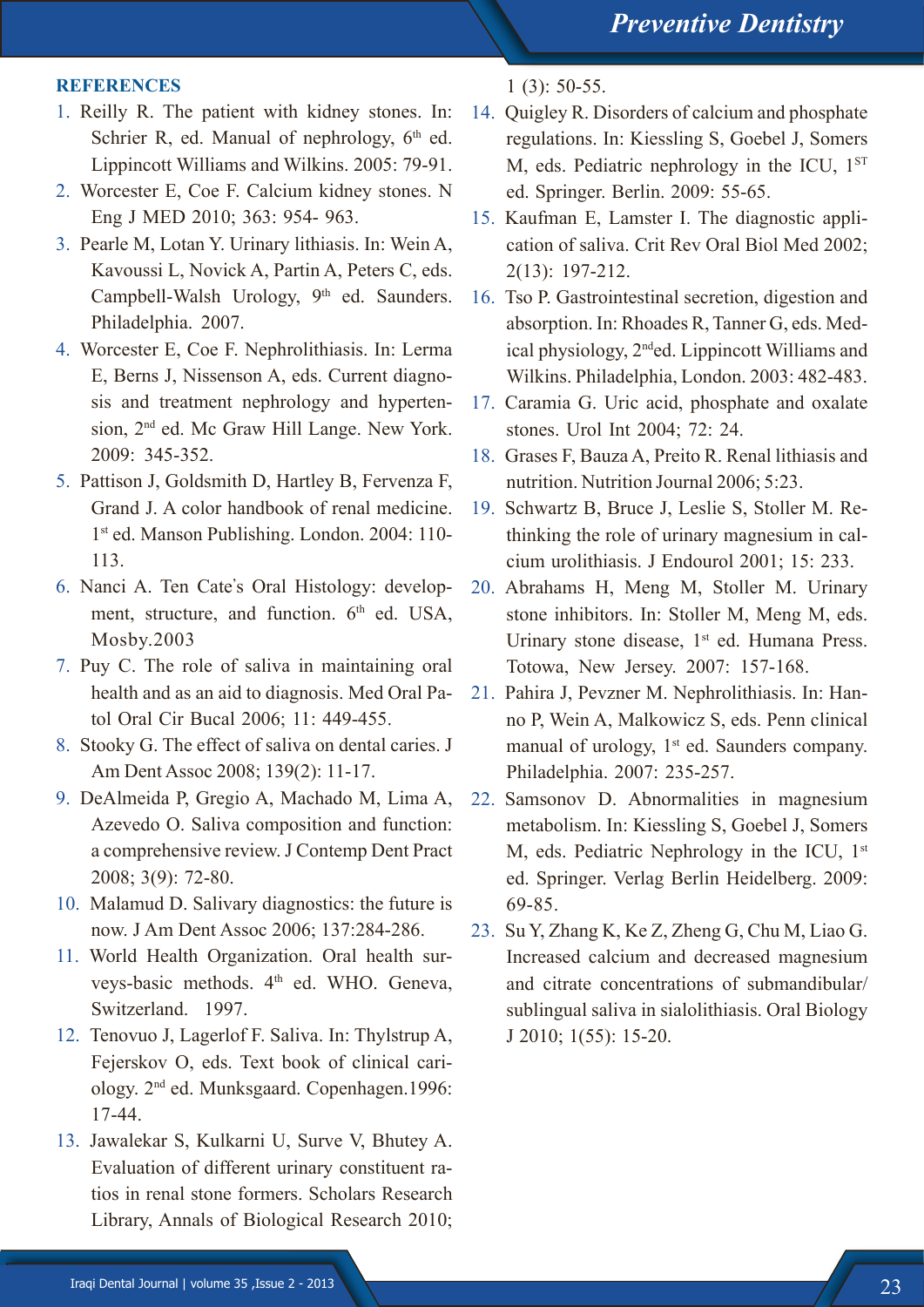## REFERENCES

1. Reilly R. The patient with kidney stones. In: Schrier R, ed. Manual of nephrology, 6th ed. Lippincott Williams and Wilkins. 2005: 79-91.
2. Worcester E, Coe F. Calcium kidney stones. N Eng J MED 2010; 363: 954- 963.
3. Pearle M, Lotan Y. Urinary lithiasis. In: Wein A, Kavoussi L, Novick A, Partin A, Peters C, eds. Campbell-Walsh Urology, 9th ed. Saunders. Philadelphia. 2007.
4. Worcester E, Coe F. Nephrolithiasis. In: Lerma E, Berns J, Nissenson A, eds. Current diagnosis and treatment nephrology and hypertension, 2nd ed. Mc Graw Hill Lange. New York. 2009: 345-352.
5. Pattison J, Goldsmith D, Hartley B, Fervenza F, Grand J. A color handbook of renal medicine. 1st ed. Manson Publishing. London. 2004: 110-113.
6. Nanci A. Ten Cate's Oral Histology: development, structure, and function. 6th ed. USA, Mosby.2003
7. Puy C. The role of saliva in maintaining oral health and as an aid to diagnosis. Med Oral Patol Oral Cir Bucal 2006; 11: 449-455.
8. Stooky G. The effect of saliva on dental caries. J Am Dent Assoc 2008; 139(2): 11-17.
9. DeAlmeida P, Gregio A, Machado M, Lima A, Azevedo O. Saliva composition and function: a comprehensive review. J Contemp Dent Pract 2008; 3(9): 72-80.
10. Malamud D. Salivary diagnostics: the future is now. J Am Dent Assoc 2006; 137:284-286.
11. World Health Organization. Oral health surveys-basic methods. 4th ed. WHO. Geneva, Switzerland. 1997.
12. Tenovuo J, Lagerlof F. Saliva. In: Thylstrup A, Fejerskov O, eds. Text book of clinical cariology. 2nd ed. Munksgaard. Copenhagen.1996: 17-44.
13. Jawalekar S, Kulkarni U, Surve V, Bhutey A. Evaluation of different urinary constituent ratios in renal stone formers. Scholars Research Library, Annals of Biological Research 2010; 1 (3): 50-55.
14. Quigley R. Disorders of calcium and phosphate regulations. In: Kiessling S, Goebel J, Somers M, eds. Pediatric nephrology in the ICU, 1ST ed. Springer. Berlin. 2009: 55-65.
15. Kaufman E, Lamster I. The diagnostic application of saliva. Crit Rev Oral Biol Med 2002; 2(13): 197-212.
16. Tso P. Gastrointestinal secretion, digestion and absorption. In: Rhoades R, Tanner G, eds. Medical physiology, 2nded. Lippincott Williams and Wilkins. Philadelphia, London. 2003: 482-483.
17. Caramia G. Uric acid, phosphate and oxalate stones. Urol Int 2004; 72: 24.
18. Grases F, Bauza A, Preito R. Renal lithiasis and nutrition. Nutrition Journal 2006; 5:23.
19. Schwartz B, Bruce J, Leslie S, Stoller M. Rethinking the role of urinary magnesium in calcium urolithiasis. J Endourol 2001; 15: 233.
20. Abrahams H, Meng M, Stoller M. Urinary stone inhibitors. In: Stoller M, Meng M, eds. Urinary stone disease, 1st ed. Humana Press. Totowa, New Jersey. 2007: 157-168.
21. Pahira J, Pevzner M. Nephrolithiasis. In: Hanno P, Wein A, Malkowicz S, eds. Penn clinical manual of urology, 1st ed. Saunders company. Philadelphia. 2007: 235-257.
22. Samsonov D. Abnormalities in magnesium metabolism. In: Kiessling S, Goebel J, Somers M, eds. Pediatric Nephrology in the ICU, 1st ed. Springer. Verlag Berlin Heidelberg. 2009: 69-85.
23. Su Y, Zhang K, Ke Z, Zheng G, Chu M, Liao G. Increased calcium and decreased magnesium and citrate concentrations of submandibular/sublingual saliva in sialolithiasis. Oral Biology J 2010; 1(55): 15-20.